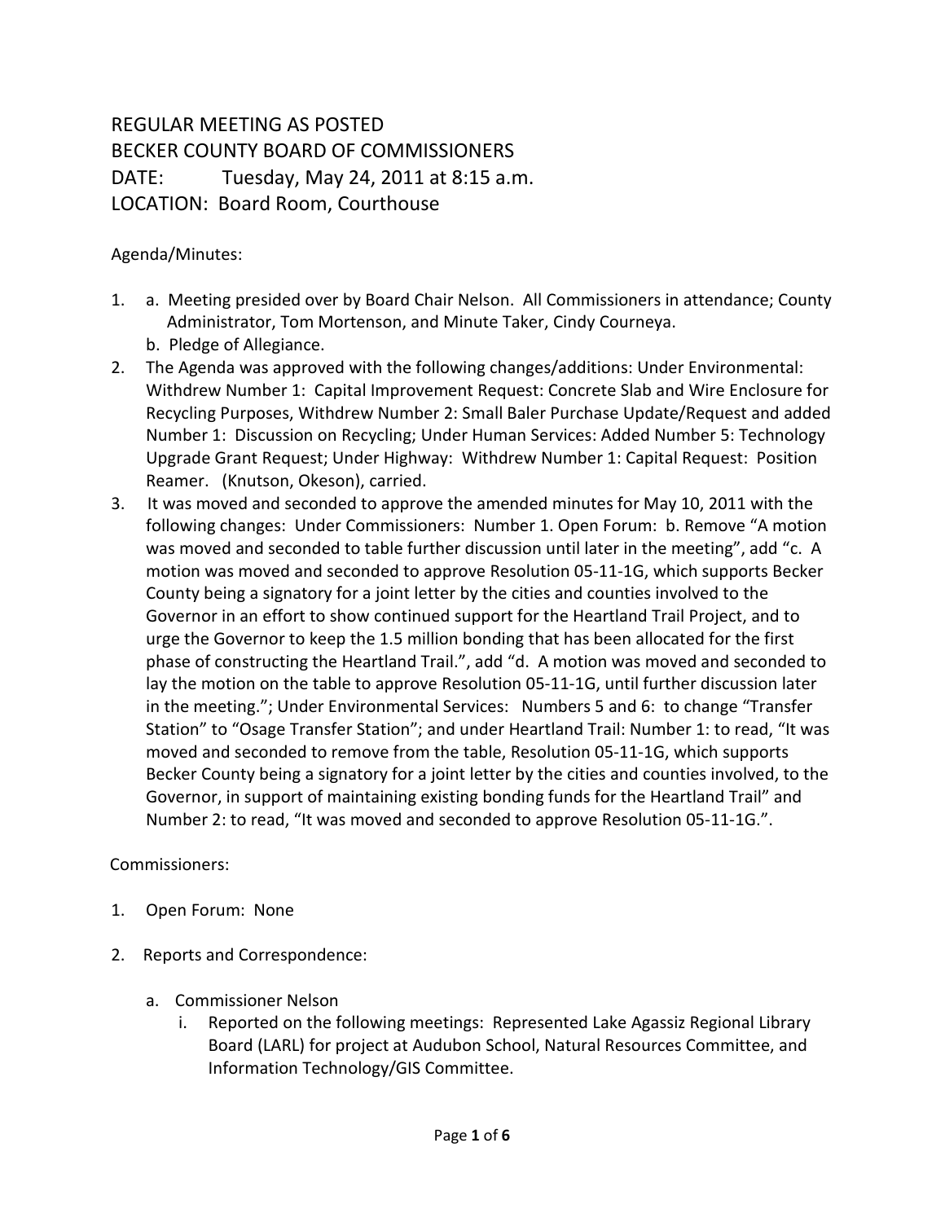REGULAR MEETING AS POSTED
BECKER COUNTY BOARD OF COMMISSIONERS
DATE: Tuesday, May 24, 2011 at 8:15 a.m.
LOCATION: Board Room, Courthouse

Agenda/Minutes:

1. a. Meeting presided over by Board Chair Nelson. All Commissioners in attendance; County Administrator, Tom Mortenson, and Minute Taker, Cindy Courneya.
   b. Pledge of Allegiance.
2. The Agenda was approved with the following changes/additions: Under Environmental: Withdrew Number 1: Capital Improvement Request: Concrete Slab and Wire Enclosure for Recycling Purposes, Withdrew Number 2: Small Baler Purchase Update/Request and added Number 1: Discussion on Recycling; Under Human Services: Added Number 5: Technology Upgrade Grant Request; Under Highway: Withdrew Number 1: Capital Request: Position Reamer. (Knutson, Okeson), carried.
3. It was moved and seconded to approve the amended minutes for May 10, 2011 with the following changes: Under Commissioners: Number 1. Open Forum: b. Remove "A motion was moved and seconded to table further discussion until later in the meeting", add "c. A motion was moved and seconded to approve Resolution 05-11-1G, which supports Becker County being a signatory for a joint letter by the cities and counties involved to the Governor in an effort to show continued support for the Heartland Trail Project, and to urge the Governor to keep the 1.5 million bonding that has been allocated for the first phase of constructing the Heartland Trail.", add "d. A motion was moved and seconded to lay the motion on the table to approve Resolution 05-11-1G, until further discussion later in the meeting."; Under Environmental Services: Numbers 5 and 6: to change "Transfer Station" to "Osage Transfer Station"; and under Heartland Trail: Number 1: to read, "It was moved and seconded to remove from the table, Resolution 05-11-1G, which supports Becker County being a signatory for a joint letter by the cities and counties involved, to the Governor, in support of maintaining existing bonding funds for the Heartland Trail" and Number 2: to read, "It was moved and seconded to approve Resolution 05-11-1G.".

Commissioners:

1. Open Forum: None
2. Reports and Correspondence:
   a. Commissioner Nelson
      i. Reported on the following meetings: Represented Lake Agassiz Regional Library Board (LARL) for project at Audubon School, Natural Resources Committee, and Information Technology/GIS Committee.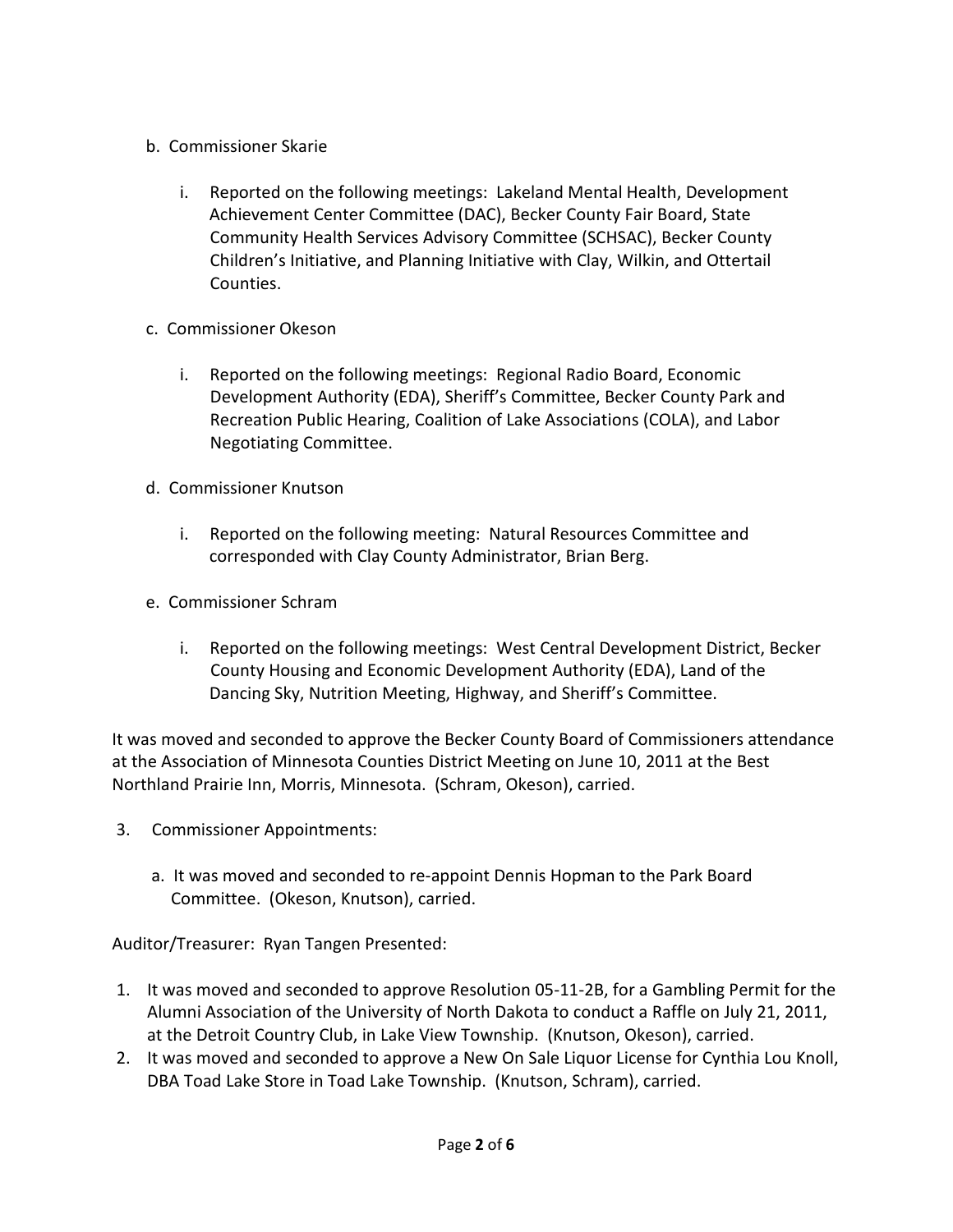b. Commissioner Skarie

   i. Reported on the following meetings: Lakeland Mental Health, Development Achievement Center Committee (DAC), Becker County Fair Board, State Community Health Services Advisory Committee (SCHSAC), Becker County Children's Initiative, and Planning Initiative with Clay, Wilkin, and Ottertail Counties.

c. Commissioner Okeson

   i. Reported on the following meetings: Regional Radio Board, Economic Development Authority (EDA), Sheriff's Committee, Becker County Park and Recreation Public Hearing, Coalition of Lake Associations (COLA), and Labor Negotiating Committee.

d. Commissioner Knutson

   i. Reported on the following meeting: Natural Resources Committee and corresponded with Clay County Administrator, Brian Berg.

e. Commissioner Schram

   i. Reported on the following meetings: West Central Development District, Becker County Housing and Economic Development Authority (EDA), Land of the Dancing Sky, Nutrition Meeting, Highway, and Sheriff's Committee.

It was moved and seconded to approve the Becker County Board of Commissioners attendance at the Association of Minnesota Counties District Meeting on June 10, 2011 at the Best Northland Prairie Inn, Morris, Minnesota. (Schram, Okeson), carried.

3. Commissioner Appointments:

   a. It was moved and seconded to re-appoint Dennis Hopman to the Park Board Committee. (Okeson, Knutson), carried.

Auditor/Treasurer: Ryan Tangen Presented:

1. It was moved and seconded to approve Resolution 05-11-2B, for a Gambling Permit for the Alumni Association of the University of North Dakota to conduct a Raffle on July 21, 2011, at the Detroit Country Club, in Lake View Township. (Knutson, Okeson), carried.
2. It was moved and seconded to approve a New On Sale Liquor License for Cynthia Lou Knoll, DBA Toad Lake Store in Toad Lake Township. (Knutson, Schram), carried.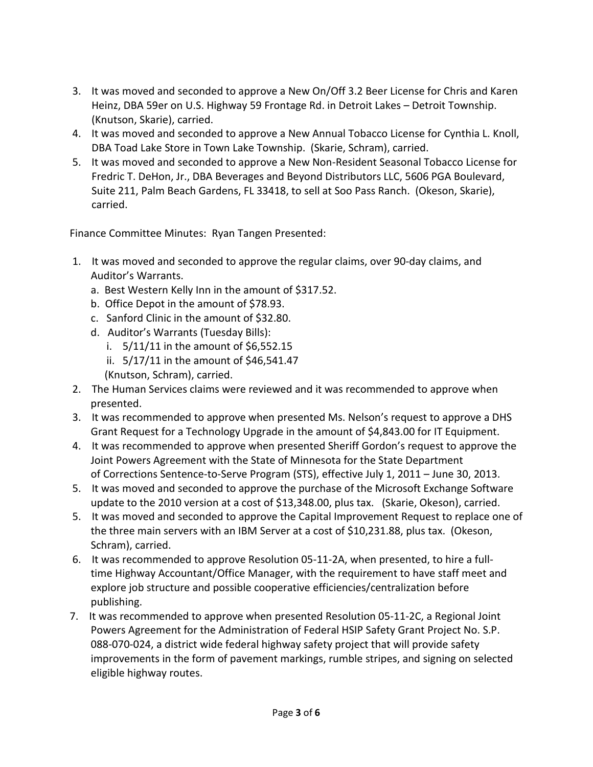3. It was moved and seconded to approve a New On/Off 3.2 Beer License for Chris and Karen Heinz, DBA 59er on U.S. Highway 59 Frontage Rd. in Detroit Lakes – Detroit Township. (Knutson, Skarie), carried.
4. It was moved and seconded to approve a New Annual Tobacco License for Cynthia L. Knoll, DBA Toad Lake Store in Town Lake Township. (Skarie, Schram), carried.
5. It was moved and seconded to approve a New Non-Resident Seasonal Tobacco License for Fredric T. DeHon, Jr., DBA Beverages and Beyond Distributors LLC, 5606 PGA Boulevard, Suite 211, Palm Beach Gardens, FL 33418, to sell at Soo Pass Ranch. (Okeson, Skarie), carried.

Finance Committee Minutes: Ryan Tangen Presented:

1. It was moved and seconded to approve the regular claims, over 90-day claims, and Auditor's Warrants.
   a. Best Western Kelly Inn in the amount of $317.52.
   b. Office Depot in the amount of $78.93.
   c. Sanford Clinic in the amount of $32.80.
   d. Auditor's Warrants (Tuesday Bills):
      i. 5/11/11 in the amount of $6,552.15
      ii. 5/17/11 in the amount of $46,541.47

   (Knutson, Schram), carried.
2. The Human Services claims were reviewed and it was recommended to approve when presented.
3. It was recommended to approve when presented Ms. Nelson's request to approve a DHS Grant Request for a Technology Upgrade in the amount of $4,843.00 for IT Equipment.
4. It was recommended to approve when presented Sheriff Gordon's request to approve the Joint Powers Agreement with the State of Minnesota for the State Department of Corrections Sentence-to-Serve Program (STS), effective July 1, 2011 – June 30, 2013.
5. It was moved and seconded to approve the purchase of the Microsoft Exchange Software update to the 2010 version at a cost of $13,348.00, plus tax. (Skarie, Okeson), carried.
5. It was moved and seconded to approve the Capital Improvement Request to replace one of the three main servers with an IBM Server at a cost of $10,231.88, plus tax. (Okeson, Schram), carried.
6. It was recommended to approve Resolution 05-11-2A, when presented, to hire a full-time Highway Accountant/Office Manager, with the requirement to have staff meet and explore job structure and possible cooperative efficiencies/centralization before publishing.
7. It was recommended to approve when presented Resolution 05-11-2C, a Regional Joint Powers Agreement for the Administration of Federal HSIP Safety Grant Project No. S.P. 088-070-024, a district wide federal highway safety project that will provide safety improvements in the form of pavement markings, rumble stripes, and signing on selected eligible highway routes.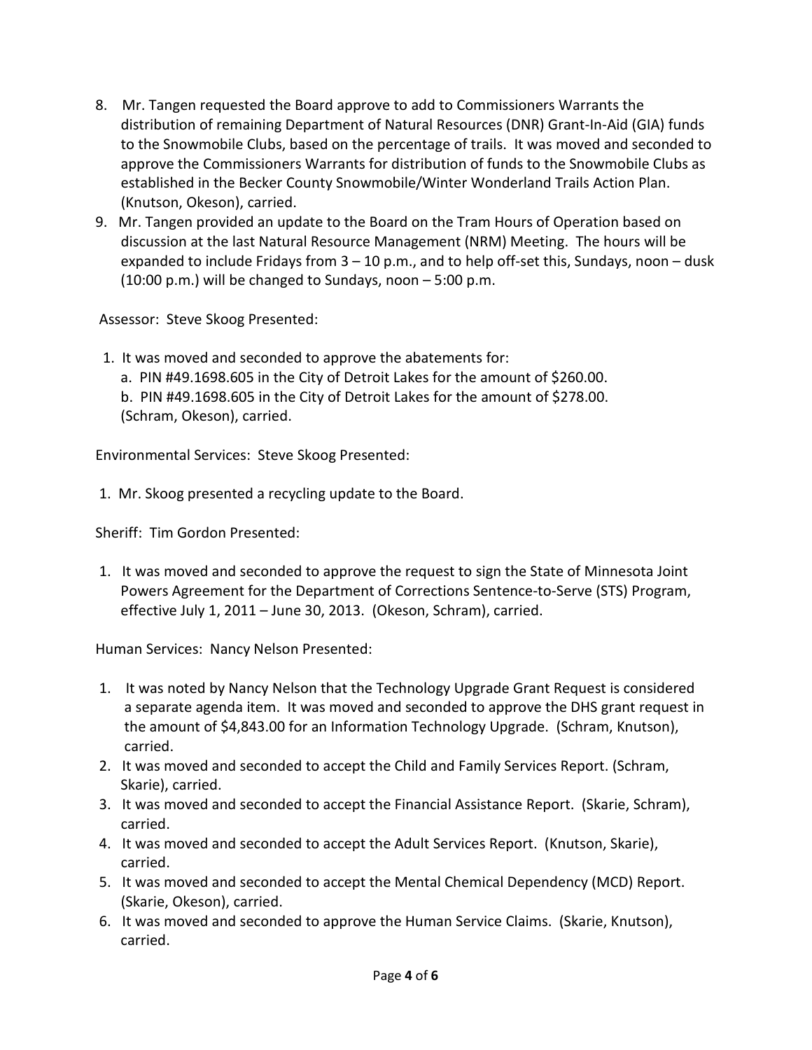8. Mr. Tangen requested the Board approve to add to Commissioners Warrants the distribution of remaining Department of Natural Resources (DNR) Grant-In-Aid (GIA) funds to the Snowmobile Clubs, based on the percentage of trails. It was moved and seconded to approve the Commissioners Warrants for distribution of funds to the Snowmobile Clubs as established in the Becker County Snowmobile/Winter Wonderland Trails Action Plan. (Knutson, Okeson), carried.
9. Mr. Tangen provided an update to the Board on the Tram Hours of Operation based on discussion at the last Natural Resource Management (NRM) Meeting. The hours will be expanded to include Fridays from 3 – 10 p.m., and to help off-set this, Sundays, noon – dusk (10:00 p.m.) will be changed to Sundays, noon – 5:00 p.m.

Assessor: Steve Skoog Presented:

1. It was moved and seconded to approve the abatements for:
   a. PIN #49.1698.605 in the City of Detroit Lakes for the amount of $260.00.
   b. PIN #49.1698.605 in the City of Detroit Lakes for the amount of $278.00.
   (Schram, Okeson), carried.

Environmental Services: Steve Skoog Presented:

1. Mr. Skoog presented a recycling update to the Board.

Sheriff: Tim Gordon Presented:

1. It was moved and seconded to approve the request to sign the State of Minnesota Joint Powers Agreement for the Department of Corrections Sentence-to-Serve (STS) Program, effective July 1, 2011 – June 30, 2013. (Okeson, Schram), carried.

Human Services: Nancy Nelson Presented:

1. It was noted by Nancy Nelson that the Technology Upgrade Grant Request is considered a separate agenda item. It was moved and seconded to approve the DHS grant request in the amount of $4,843.00 for an Information Technology Upgrade. (Schram, Knutson), carried.
2. It was moved and seconded to accept the Child and Family Services Report. (Schram, Skarie), carried.
3. It was moved and seconded to accept the Financial Assistance Report. (Skarie, Schram), carried.
4. It was moved and seconded to accept the Adult Services Report. (Knutson, Skarie), carried.
5. It was moved and seconded to accept the Mental Chemical Dependency (MCD) Report. (Skarie, Okeson), carried.
6. It was moved and seconded to approve the Human Service Claims. (Skarie, Knutson), carried.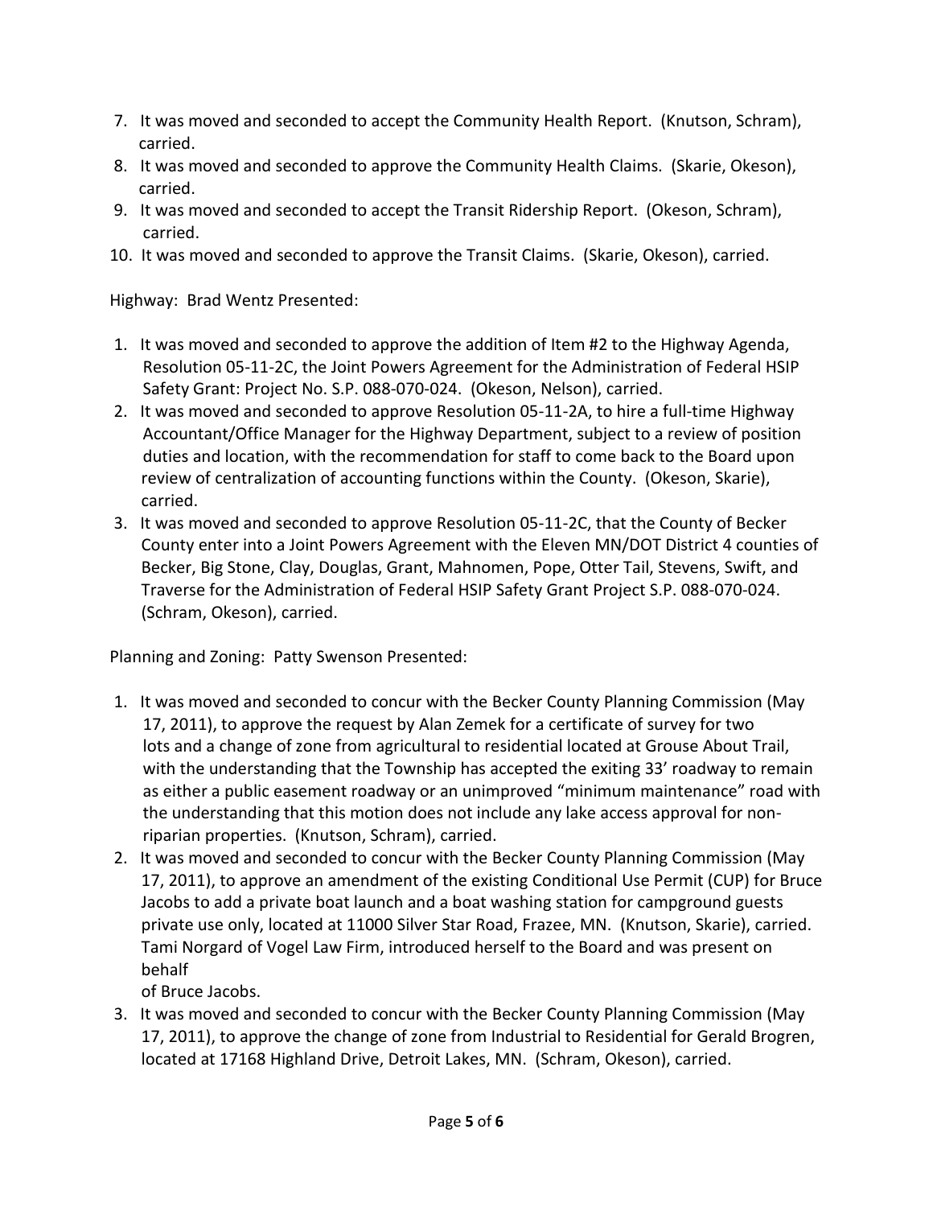7. It was moved and seconded to accept the Community Health Report. (Knutson, Schram), carried.
8. It was moved and seconded to approve the Community Health Claims. (Skarie, Okeson), carried.
9. It was moved and seconded to accept the Transit Ridership Report. (Okeson, Schram), carried.
10. It was moved and seconded to approve the Transit Claims. (Skarie, Okeson), carried.

Highway: Brad Wentz Presented:

1. It was moved and seconded to approve the addition of Item #2 to the Highway Agenda, Resolution 05-11-2C, the Joint Powers Agreement for the Administration of Federal HSIP Safety Grant: Project No. S.P. 088-070-024. (Okeson, Nelson), carried.
2. It was moved and seconded to approve Resolution 05-11-2A, to hire a full-time Highway Accountant/Office Manager for the Highway Department, subject to a review of position duties and location, with the recommendation for staff to come back to the Board upon review of centralization of accounting functions within the County. (Okeson, Skarie), carried.
3. It was moved and seconded to approve Resolution 05-11-2C, that the County of Becker County enter into a Joint Powers Agreement with the Eleven MN/DOT District 4 counties of Becker, Big Stone, Clay, Douglas, Grant, Mahnomen, Pope, Otter Tail, Stevens, Swift, and Traverse for the Administration of Federal HSIP Safety Grant Project S.P. 088-070-024. (Schram, Okeson), carried.

Planning and Zoning: Patty Swenson Presented:

1. It was moved and seconded to concur with the Becker County Planning Commission (May 17, 2011), to approve the request by Alan Zemek for a certificate of survey for two lots and a change of zone from agricultural to residential located at Grouse About Trail, with the understanding that the Township has accepted the exiting 33' roadway to remain as either a public easement roadway or an unimproved "minimum maintenance" road with the understanding that this motion does not include any lake access approval for non-riparian properties. (Knutson, Schram), carried.
2. It was moved and seconded to concur with the Becker County Planning Commission (May 17, 2011), to approve an amendment of the existing Conditional Use Permit (CUP) for Bruce Jacobs to add a private boat launch and a boat washing station for campground guests private use only, located at 11000 Silver Star Road, Frazee, MN. (Knutson, Skarie), carried. Tami Norgard of Vogel Law Firm, introduced herself to the Board and was present on behalf of Bruce Jacobs.
3. It was moved and seconded to concur with the Becker County Planning Commission (May 17, 2011), to approve the change of zone from Industrial to Residential for Gerald Brogren, located at 17168 Highland Drive, Detroit Lakes, MN. (Schram, Okeson), carried.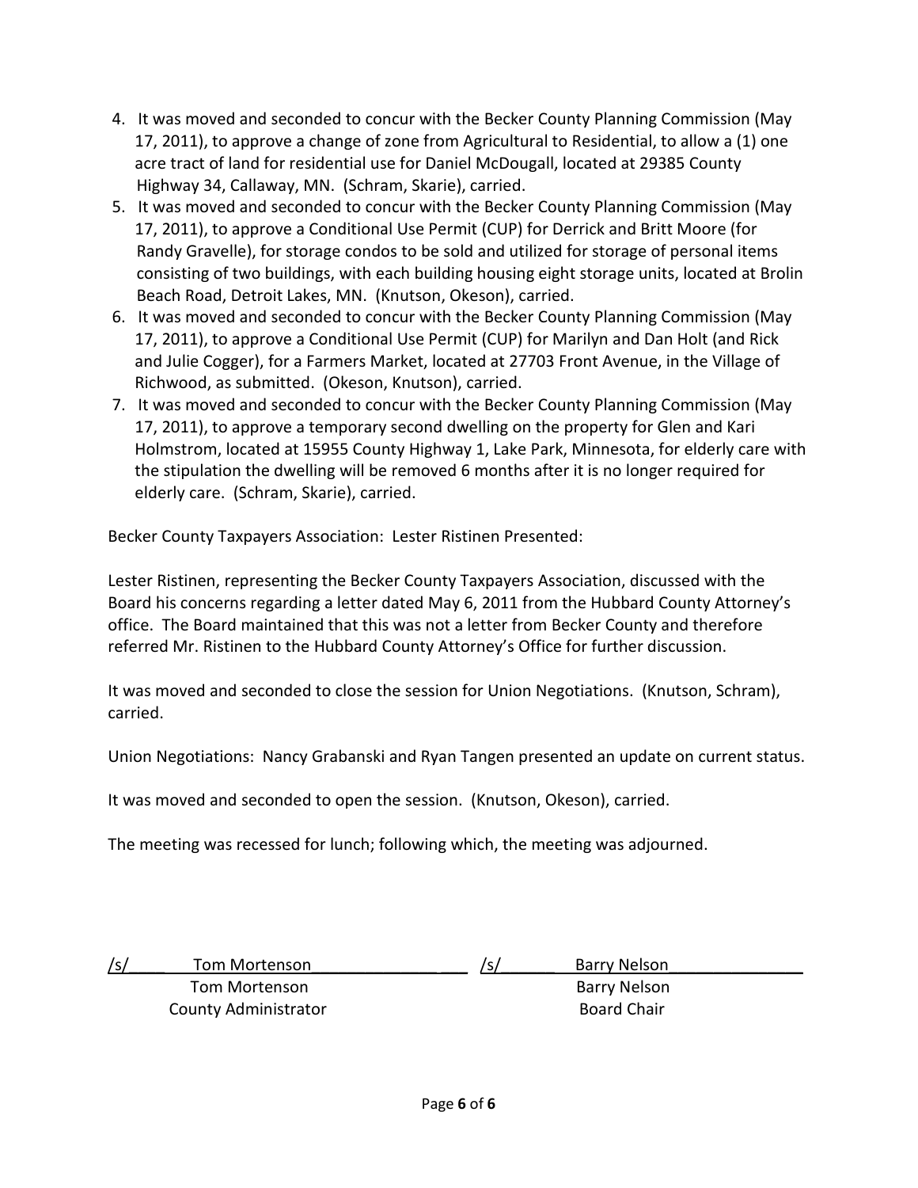4. It was moved and seconded to concur with the Becker County Planning Commission (May 17, 2011), to approve a change of zone from Agricultural to Residential, to allow a (1) one acre tract of land for residential use for Daniel McDougall, located at 29385 County Highway 34, Callaway, MN. (Schram, Skarie), carried.
5. It was moved and seconded to concur with the Becker County Planning Commission (May 17, 2011), to approve a Conditional Use Permit (CUP) for Derrick and Britt Moore (for Randy Gravelle), for storage condos to be sold and utilized for storage of personal items consisting of two buildings, with each building housing eight storage units, located at Brolin Beach Road, Detroit Lakes, MN. (Knutson, Okeson), carried.
6. It was moved and seconded to concur with the Becker County Planning Commission (May 17, 2011), to approve a Conditional Use Permit (CUP) for Marilyn and Dan Holt (and Rick and Julie Cogger), for a Farmers Market, located at 27703 Front Avenue, in the Village of Richwood, as submitted. (Okeson, Knutson), carried.
7. It was moved and seconded to concur with the Becker County Planning Commission (May 17, 2011), to approve a temporary second dwelling on the property for Glen and Kari Holmstrom, located at 15955 County Highway 1, Lake Park, Minnesota, for elderly care with the stipulation the dwelling will be removed 6 months after it is no longer required for elderly care. (Schram, Skarie), carried.

Becker County Taxpayers Association: Lester Ristinen Presented:

Lester Ristinen, representing the Becker County Taxpayers Association, discussed with the Board his concerns regarding a letter dated May 6, 2011 from the Hubbard County Attorney's office. The Board maintained that this was not a letter from Becker County and therefore referred Mr. Ristinen to the Hubbard County Attorney's Office for further discussion.

It was moved and seconded to close the session for Union Negotiations. (Knutson, Schram), carried.

Union Negotiations: Nancy Grabanski and Ryan Tangen presented an update on current status.

It was moved and seconded to open the session. (Knutson, Okeson), carried.

The meeting was recessed for lunch; following which, the meeting was adjourned.

| | |
|---|---|
| /s/ Tom Mortenson | /s/ Barry Nelson |
| Tom Mortenson | Barry Nelson |
| County Administrator | Board Chair |